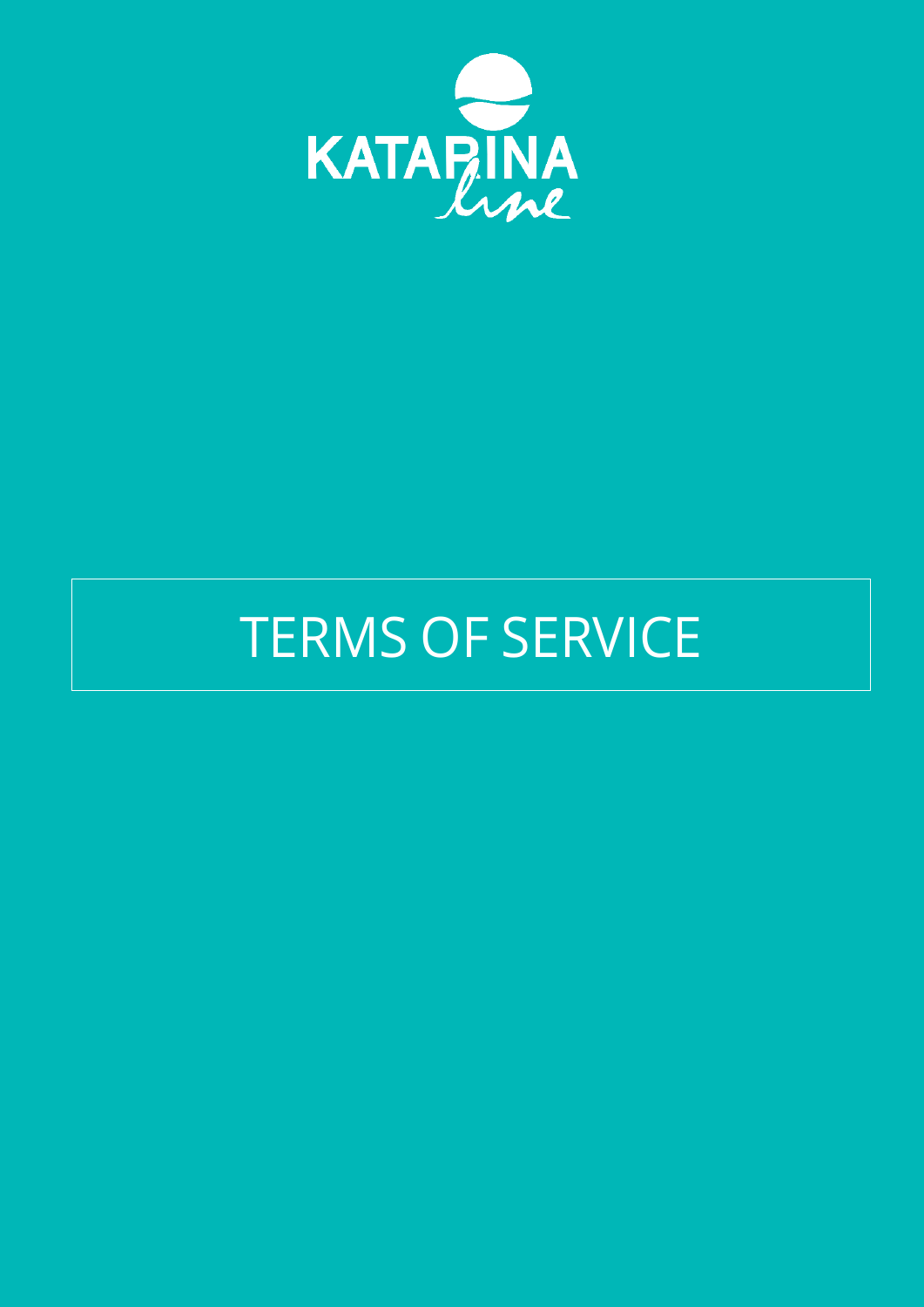KATARINA line

# TERMS OF SERVICE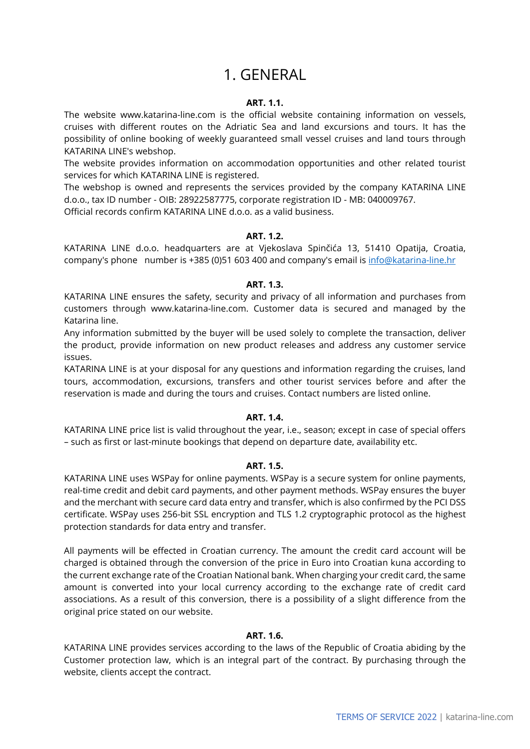# 1. GENERAL

**ART. 1.1.**

The website www.katarina-line.com is the official website containing information on vessels, cruises with different routes on the Adriatic Sea and land excursions and tours. It has the possibility of online booking of weekly guaranteed small vessel cruises and land tours through KATARINA LINE's webshop.

The website provides information on accommodation opportunities and other related tourist services for which KATARINA LINE is registered.

The webshop is owned and represents the services provided by the company KATARINA LINE d.o.o., tax ID number - OIB: 28922587775, corporate registration ID - MB: 040009767.

Official records confirm KATARINA LINE d.o.o. as a valid business.

**ART. 1.2.**

KATARINA LINE d.o.o. headquarters are at Vjekoslava Spinčića 13, 51410 Opatija, Croatia, company's phone number is +385 (0)51 603 400 and company's email is info@katarina-line.hr

**ART. 1.3.**

KATARINA LINE ensures the safety, security and privacy of all information and purchases from customers through www.katarina-line.com. Customer data is secured and managed by the Katarina line.

Any information submitted by the buyer will be used solely to complete the transaction, deliver the product, provide information on new product releases and address any customer service issues.

KATARINA LINE is at your disposal for any questions and information regarding the cruises, land tours, accommodation, excursions, transfers and other tourist services before and after the reservation is made and during the tours and cruises. Contact numbers are listed online.

**ART. 1.4.**

KATARINA LINE price list is valid throughout the year, i.e., season; except in case of special offers – such as first or last-minute bookings that depend on departure date, availability etc.

**ART. 1.5.**

KATARINA LINE uses WSPay for online payments. WSPay is a secure system for online payments, real-time credit and debit card payments, and other payment methods. WSPay ensures the buyer and the merchant with secure card data entry and transfer, which is also confirmed by the PCI DSS certificate. WSPay uses 256-bit SSL encryption and TLS 1.2 cryptographic protocol as the highest protection standards for data entry and transfer.

All payments will be effected in Croatian currency. The amount the credit card account will be charged is obtained through the conversion of the price in Euro into Croatian kuna according to the current exchange rate of the Croatian National bank. When charging your credit card, the same amount is converted into your local currency according to the exchange rate of credit card associations. As a result of this conversion, there is a possibility of a slight difference from the original price stated on our website.

**ART. 1.6.**

KATARINA LINE provides services according to the laws of the Republic of Croatia abiding by the Customer protection law, which is an integral part of the contract. By purchasing through the website, clients accept the contract.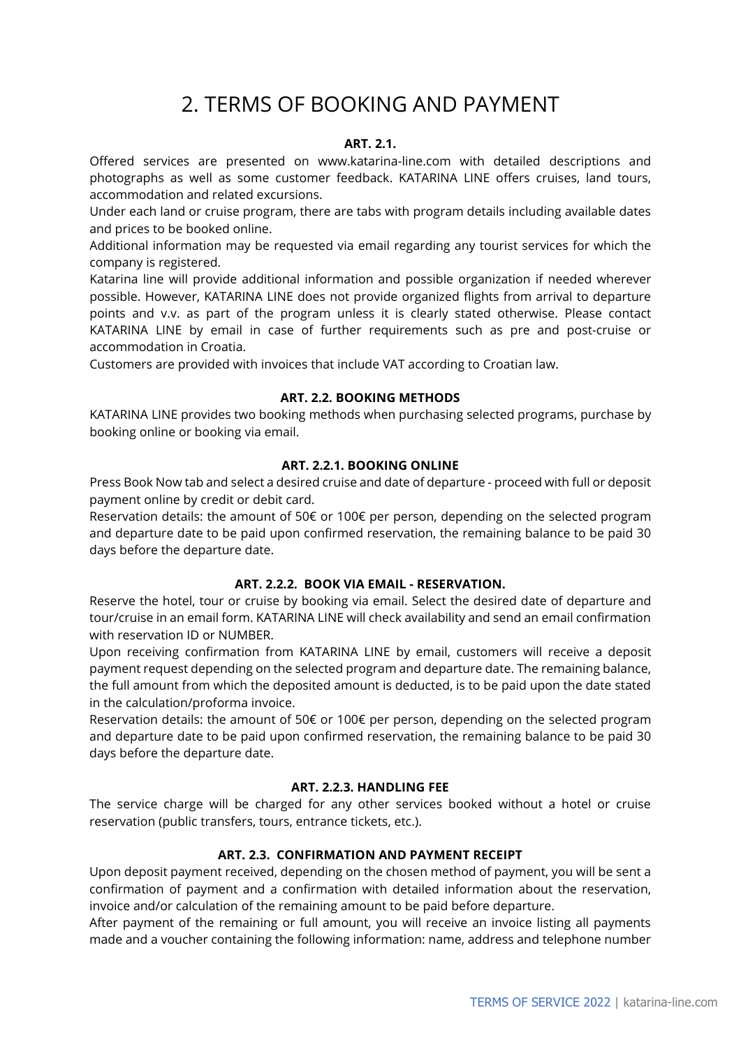# 2. TERMS OF BOOKING AND PAYMENT

**ART. 2.1.**

Offered services are presented on www.katarina-line.com with detailed descriptions and photographs as well as some customer feedback. KATARINA LINE offers cruises, land tours, accommodation and related excursions.

Under each land or cruise program, there are tabs with program details including available dates and prices to be booked online.

Additional information may be requested via email regarding any tourist services for which the company is registered.

Katarina line will provide additional information and possible organization if needed wherever possible. However, KATARINA LINE does not provide organized flights from arrival to departure points and v.v. as part of the program unless it is clearly stated otherwise. Please contact KATARINA LINE by email in case of further requirements such as pre and post-cruise or accommodation in Croatia.

Customers are provided with invoices that include VAT according to Croatian law.

**ART. 2.2. BOOKING METHODS**

KATARINA LINE provides two booking methods when purchasing selected programs, purchase by booking online or booking via email.

**ART. 2.2.1. BOOKING ONLINE**

Press Book Now tab and select a desired cruise and date of departure - proceed with full or deposit payment online by credit or debit card.

Reservation details: the amount of 50€ or 100€ per person, depending on the selected program and departure date to be paid upon confirmed reservation, the remaining balance to be paid 30 days before the departure date.

**ART. 2.2.2. BOOK VIA EMAIL - RESERVATION.**

Reserve the hotel, tour or cruise by booking via email. Select the desired date of departure and tour/cruise in an email form. KATARINA LINE will check availability and send an email confirmation with reservation ID or NUMBER.

Upon receiving confirmation from KATARINA LINE by email, customers will receive a deposit payment request depending on the selected program and departure date. The remaining balance, the full amount from which the deposited amount is deducted, is to be paid upon the date stated in the calculation/proforma invoice.

Reservation details: the amount of 50€ or 100€ per person, depending on the selected program and departure date to be paid upon confirmed reservation, the remaining balance to be paid 30 days before the departure date.

**ART. 2.2.3. HANDLING FEE**

The service charge will be charged for any other services booked without a hotel or cruise reservation (public transfers, tours, entrance tickets, etc.).

**ART. 2.3. CONFIRMATION AND PAYMENT RECEIPT**

Upon deposit payment received, depending on the chosen method of payment, you will be sent a confirmation of payment and a confirmation with detailed information about the reservation, invoice and/or calculation of the remaining amount to be paid before departure.

After payment of the remaining or full amount, you will receive an invoice listing all payments made and a voucher containing the following information: name, address and telephone number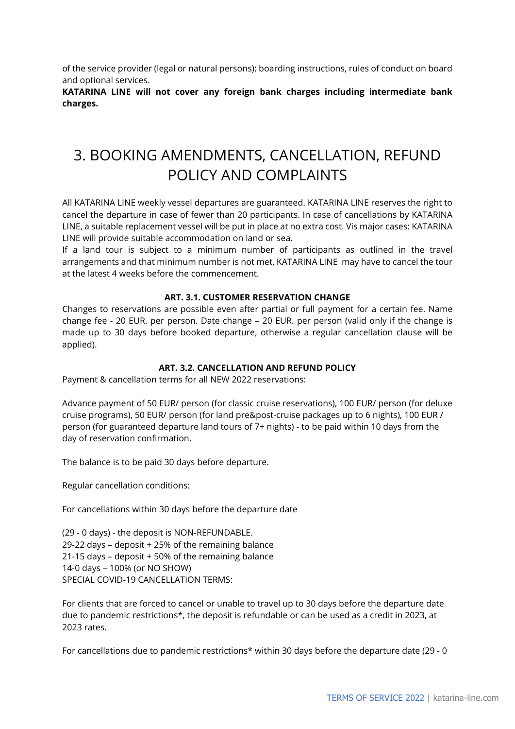of the service provider (legal or natural persons); boarding instructions, rules of conduct on board and optional services.

**KATARINA LINE will not cover any foreign bank charges including intermediate bank charges.**

# 3. BOOKING AMENDMENTS, CANCELLATION, REFUND POLICY AND COMPLAINTS

All KATARINA LINE weekly vessel departures are guaranteed. KATARINA LINE reserves the right to cancel the departure in case of fewer than 20 participants. In case of cancellations by KATARINA LINE, a suitable replacement vessel will be put in place at no extra cost. Vis major cases: KATARINA LINE will provide suitable accommodation on land or sea.

If a land tour is subject to a minimum number of participants as outlined in the travel arrangements and that minimum number is not met, KATARINA LINE may have to cancel the tour at the latest 4 weeks before the commencement.

### ART. 3.1. CUSTOMER RESERVATION CHANGE

Changes to reservations are possible even after partial or full payment for a certain fee. Name change fee - 20 EUR. per person. Date change – 20 EUR. per person (valid only if the change is made up to 30 days before booked departure, otherwise a regular cancellation clause will be applied).

### ART. 3.2. CANCELLATION AND REFUND POLICY

Payment & cancellation terms for all NEW 2022 reservations:

Advance payment of 50 EUR/ person (for classic cruise reservations), 100 EUR/ person (for deluxe cruise programs), 50 EUR/ person (for land pre&post-cruise packages up to 6 nights), 100 EUR / person (for guaranteed departure land tours of 7+ nights) - to be paid within 10 days from the day of reservation confirmation.

The balance is to be paid 30 days before departure.

Regular cancellation conditions:

For cancellations within 30 days before the departure date

(29 - 0 days) - the deposit is NON-REFUNDABLE.
29-22 days – deposit + 25% of the remaining balance
21-15 days – deposit + 50% of the remaining balance
14-0 days – 100% (or NO SHOW)
SPECIAL COVID-19 CANCELLATION TERMS:

For clients that are forced to cancel or unable to travel up to 30 days before the departure date due to pandemic restrictions*, the deposit is refundable or can be used as a credit in 2023, at 2023 rates.

For cancellations due to pandemic restrictions* within 30 days before the departure date (29 - 0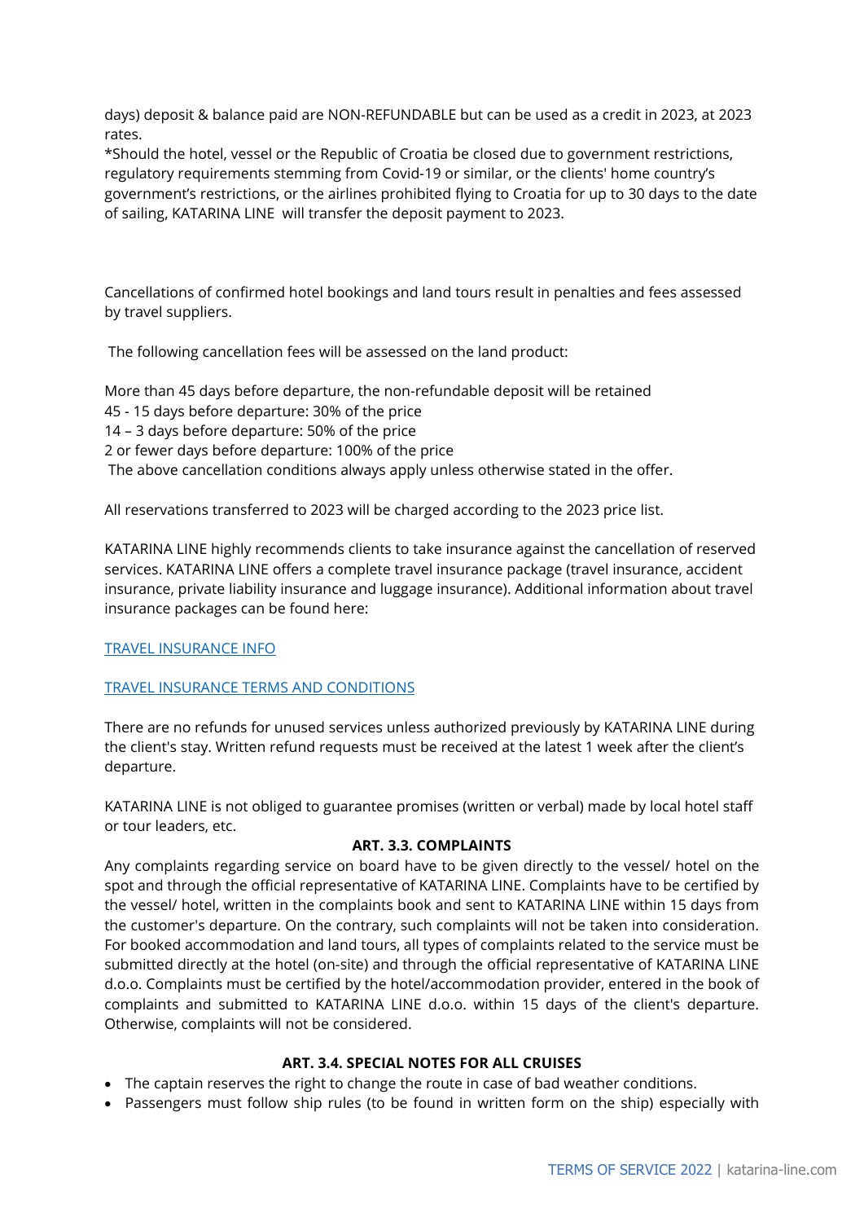days) deposit & balance paid are NON-REFUNDABLE but can be used as a credit in 2023, at 2023 rates.

*Should the hotel, vessel or the Republic of Croatia be closed due to government restrictions, regulatory requirements stemming from Covid-19 or similar, or the clients' home country's government's restrictions, or the airlines prohibited flying to Croatia for up to 30 days to the date of sailing, KATARINA LINE will transfer the deposit payment to 2023.

Cancellations of confirmed hotel bookings and land tours result in penalties and fees assessed by travel suppliers.

The following cancellation fees will be assessed on the land product:

More than 45 days before departure, the non-refundable deposit will be retained
45 - 15 days before departure: 30% of the price
14 – 3 days before departure: 50% of the price
2 or fewer days before departure: 100% of the price
The above cancellation conditions always apply unless otherwise stated in the offer.

All reservations transferred to 2023 will be charged according to the 2023 price list.

KATARINA LINE highly recommends clients to take insurance against the cancellation of reserved services. KATARINA LINE offers a complete travel insurance package (travel insurance, accident insurance, private liability insurance and luggage insurance). Additional information about travel insurance packages can be found here:

TRAVEL INSURANCE INFO

TRAVEL INSURANCE TERMS AND CONDITIONS

There are no refunds for unused services unless authorized previously by KATARINA LINE during the client's stay. Written refund requests must be received at the latest 1 week after the client's departure.

KATARINA LINE is not obliged to guarantee promises (written or verbal) made by local hotel staff or tour leaders, etc.

**ART. 3.3. COMPLAINTS**

Any complaints regarding service on board have to be given directly to the vessel/ hotel on the spot and through the official representative of KATARINA LINE. Complaints have to be certified by the vessel/ hotel, written in the complaints book and sent to KATARINA LINE within 15 days from the customer's departure. On the contrary, such complaints will not be taken into consideration. For booked accommodation and land tours, all types of complaints related to the service must be submitted directly at the hotel (on-site) and through the official representative of KATARINA LINE d.o.o. Complaints must be certified by the hotel/accommodation provider, entered in the book of complaints and submitted to KATARINA LINE d.o.o. within 15 days of the client's departure. Otherwise, complaints will not be considered.

**ART. 3.4. SPECIAL NOTES FOR ALL CRUISES**

- The captain reserves the right to change the route in case of bad weather conditions.
- Passengers must follow ship rules (to be found in written form on the ship) especially with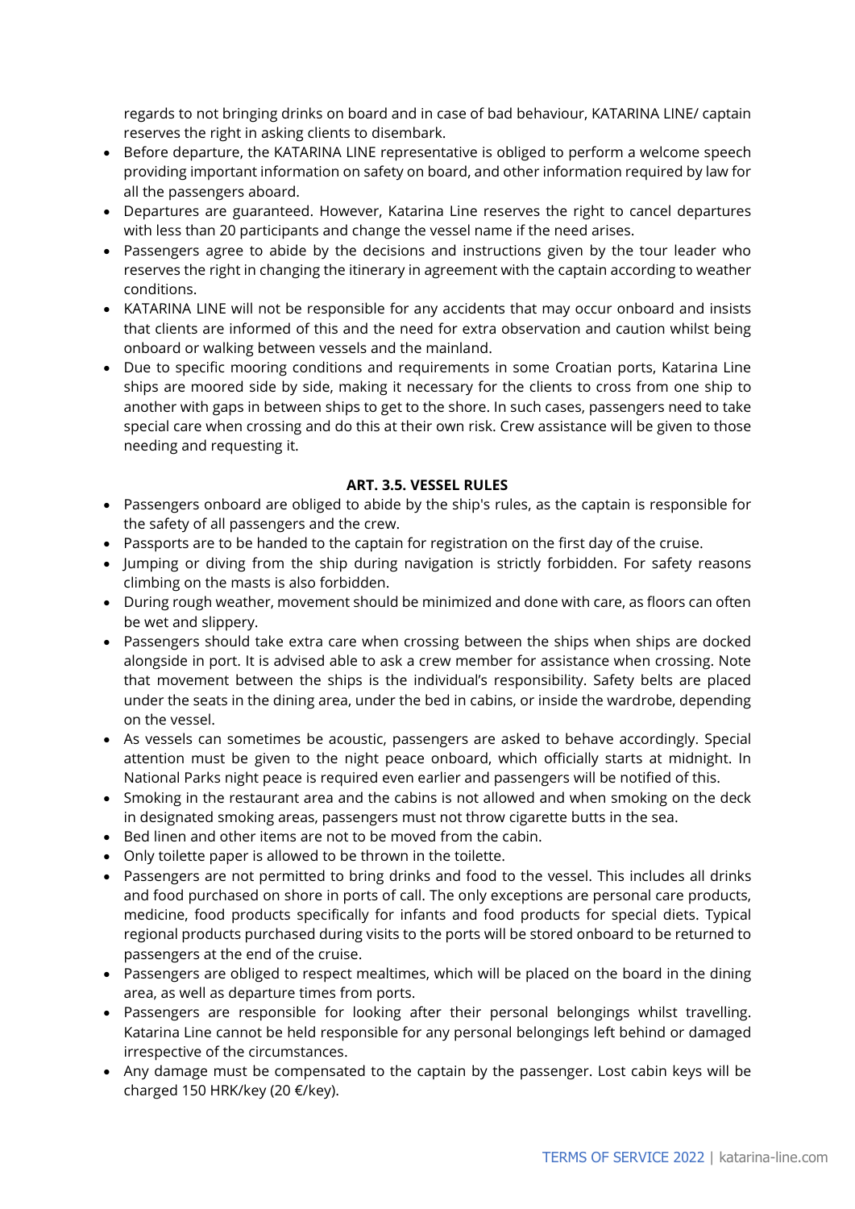regards to not bringing drinks on board and in case of bad behaviour, KATARINA LINE/ captain reserves the right in asking clients to disembark.

- Before departure, the KATARINA LINE representative is obliged to perform a welcome speech providing important information on safety on board, and other information required by law for all the passengers aboard.
- Departures are guaranteed. However, Katarina Line reserves the right to cancel departures with less than 20 participants and change the vessel name if the need arises.
- Passengers agree to abide by the decisions and instructions given by the tour leader who reserves the right in changing the itinerary in agreement with the captain according to weather conditions.
- KATARINA LINE will not be responsible for any accidents that may occur onboard and insists that clients are informed of this and the need for extra observation and caution whilst being onboard or walking between vessels and the mainland.
- Due to specific mooring conditions and requirements in some Croatian ports, Katarina Line ships are moored side by side, making it necessary for the clients to cross from one ship to another with gaps in between ships to get to the shore. In such cases, passengers need to take special care when crossing and do this at their own risk. Crew assistance will be given to those needing and requesting it.

**ART. 3.5. VESSEL RULES**

- Passengers onboard are obliged to abide by the ship's rules, as the captain is responsible for the safety of all passengers and the crew.
- Passports are to be handed to the captain for registration on the first day of the cruise.
- Jumping or diving from the ship during navigation is strictly forbidden. For safety reasons climbing on the masts is also forbidden.
- During rough weather, movement should be minimized and done with care, as floors can often be wet and slippery.
- Passengers should take extra care when crossing between the ships when ships are docked alongside in port. It is advised able to ask a crew member for assistance when crossing. Note that movement between the ships is the individual's responsibility. Safety belts are placed under the seats in the dining area, under the bed in cabins, or inside the wardrobe, depending on the vessel.
- As vessels can sometimes be acoustic, passengers are asked to behave accordingly. Special attention must be given to the night peace onboard, which officially starts at midnight. In National Parks night peace is required even earlier and passengers will be notified of this.
- Smoking in the restaurant area and the cabins is not allowed and when smoking on the deck in designated smoking areas, passengers must not throw cigarette butts in the sea.
- Bed linen and other items are not to be moved from the cabin.
- Only toilette paper is allowed to be thrown in the toilette.
- Passengers are not permitted to bring drinks and food to the vessel. This includes all drinks and food purchased on shore in ports of call. The only exceptions are personal care products, medicine, food products specifically for infants and food products for special diets. Typical regional products purchased during visits to the ports will be stored onboard to be returned to passengers at the end of the cruise.
- Passengers are obliged to respect mealtimes, which will be placed on the board in the dining area, as well as departure times from ports.
- Passengers are responsible for looking after their personal belongings whilst travelling. Katarina Line cannot be held responsible for any personal belongings left behind or damaged irrespective of the circumstances.
- Any damage must be compensated to the captain by the passenger. Lost cabin keys will be charged 150 HRK/key (20 €/key).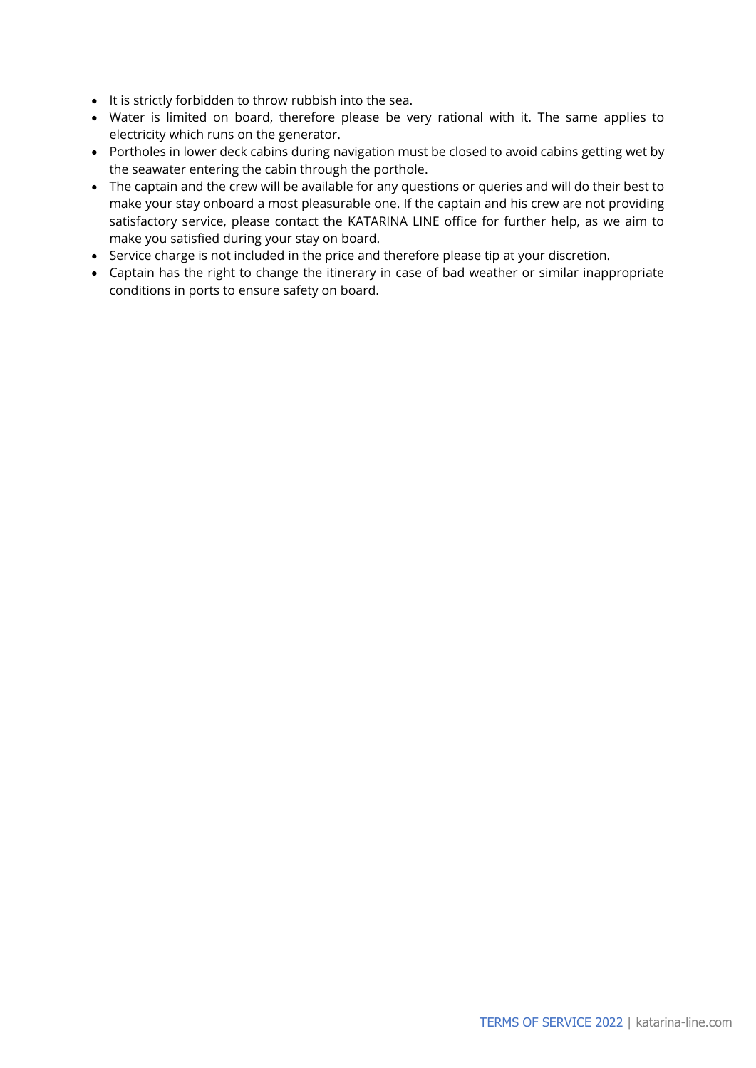- It is strictly forbidden to throw rubbish into the sea.
- Water is limited on board, therefore please be very rational with it. The same applies to electricity which runs on the generator.
- Portholes in lower deck cabins during navigation must be closed to avoid cabins getting wet by the seawater entering the cabin through the porthole.
- The captain and the crew will be available for any questions or queries and will do their best to make your stay onboard a most pleasurable one. If the captain and his crew are not providing satisfactory service, please contact the KATARINA LINE office for further help, as we aim to make you satisfied during your stay on board.
- Service charge is not included in the price and therefore please tip at your discretion.
- Captain has the right to change the itinerary in case of bad weather or similar inappropriate conditions in ports to ensure safety on board.